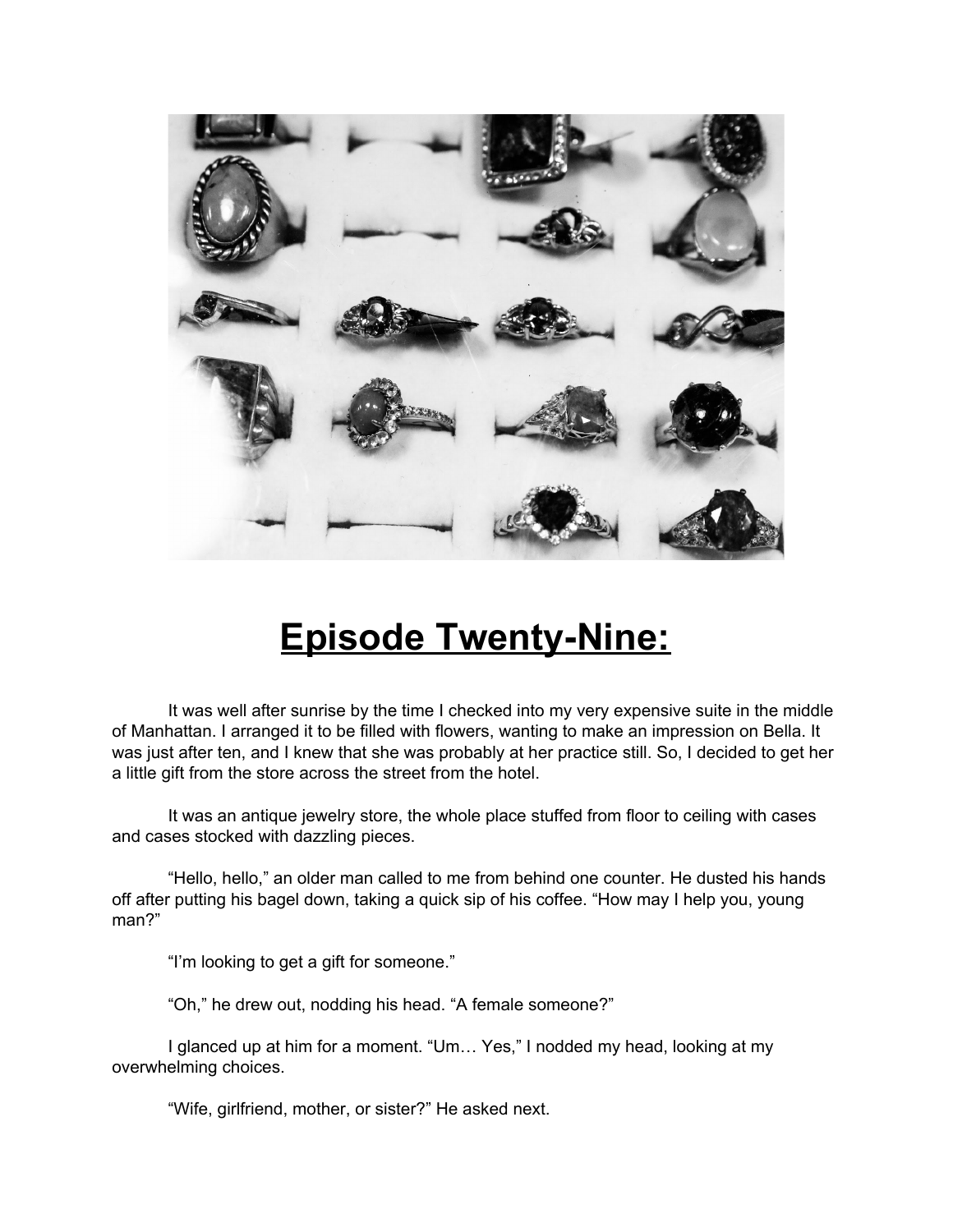# Episode Twenty-Nine:

It was well after sunrise by the time I checked into my very expensive suite in the middle of Manhattan. I arranged it to be filled with flowers, wanting to make an impression on Bella. It was just after ten, and I knew that she was probably at her practice still. So, I decided to get her a little gift from the store across the street from the hotel.

It was an antique jewelry store, the whole place stuffed from floor to ceiling with cases and cases stocked with dazzling pieces.

"Hello, hello," an older man called to me from behind one counter. He dusted his hands off after putting his bagel down, taking a quick sip of his coffee. "How may I help you, young man?"

"I'm looking to get a gift for someone."

"Oh," he drew out, nodding his head. "A female someone?"

I glanced up at him for a moment. "Um… Yes," I nodded my head, looking at my overwhelming choices.

"Wife, girlfriend, mother, or sister?" He asked next.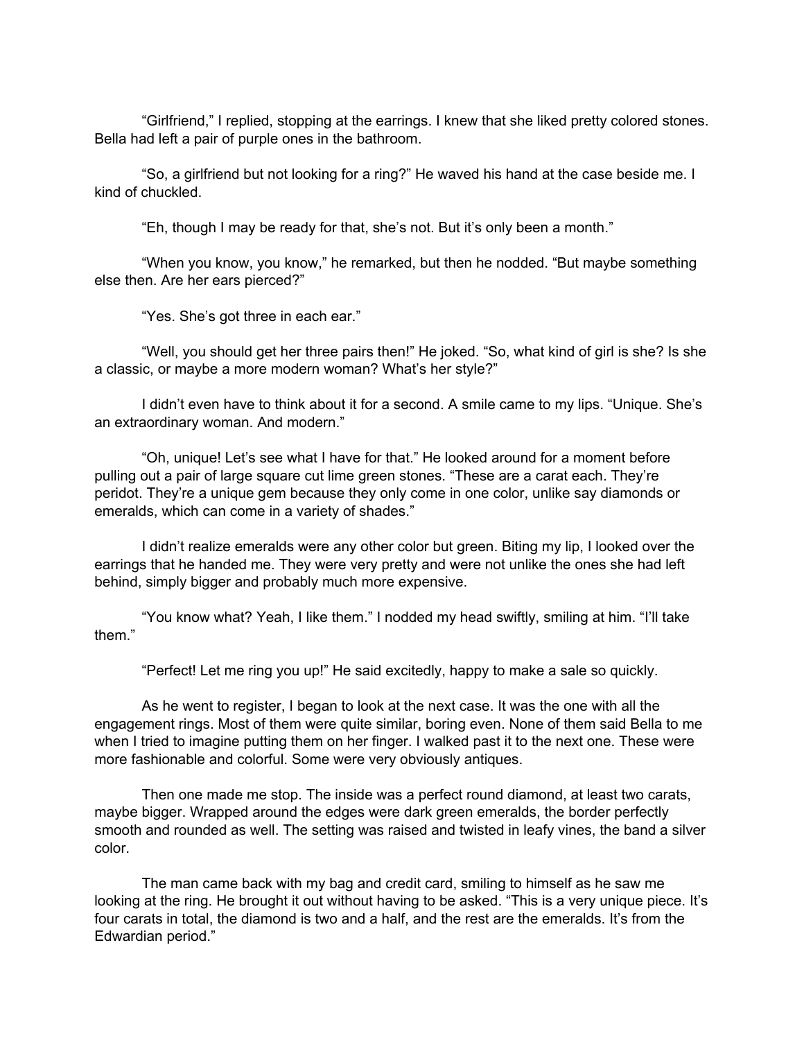"Girlfriend," I replied, stopping at the earrings. I knew that she liked pretty colored stones. Bella had left a pair of purple ones in the bathroom.

"So, a girlfriend but not looking for a ring?" He waved his hand at the case beside me. I kind of chuckled.

"Eh, though I may be ready for that, she's not. But it's only been a month."

"When you know, you know," he remarked, but then he nodded. "But maybe something else then. Are her ears pierced?"

"Yes. She's got three in each ear."

"Well, you should get her three pairs then!" He joked. "So, what kind of girl is she? Is she a classic, or maybe a more modern woman? What's her style?"

I didn't even have to think about it for a second. A smile came to my lips. "Unique. She's an extraordinary woman. And modern."

"Oh, unique! Let's see what I have for that." He looked around for a moment before pulling out a pair of large square cut lime green stones. "These are a carat each. They're peridot. They're a unique gem because they only come in one color, unlike say diamonds or emeralds, which can come in a variety of shades."

I didn't realize emeralds were any other color but green. Biting my lip, I looked over the earrings that he handed me. They were very pretty and were not unlike the ones she had left behind, simply bigger and probably much more expensive.

"You know what? Yeah, I like them." I nodded my head swiftly, smiling at him. "I'll take them."

"Perfect! Let me ring you up!" He said excitedly, happy to make a sale so quickly.

As he went to register, I began to look at the next case. It was the one with all the engagement rings. Most of them were quite similar, boring even. None of them said Bella to me when I tried to imagine putting them on her finger. I walked past it to the next one. These were more fashionable and colorful. Some were very obviously antiques.

Then one made me stop. The inside was a perfect round diamond, at least two carats, maybe bigger. Wrapped around the edges were dark green emeralds, the border perfectly smooth and rounded as well. The setting was raised and twisted in leafy vines, the band a silver color.

The man came back with my bag and credit card, smiling to himself as he saw me looking at the ring. He brought it out without having to be asked. "This is a very unique piece. It's four carats in total, the diamond is two and a half, and the rest are the emeralds. It's from the Edwardian period."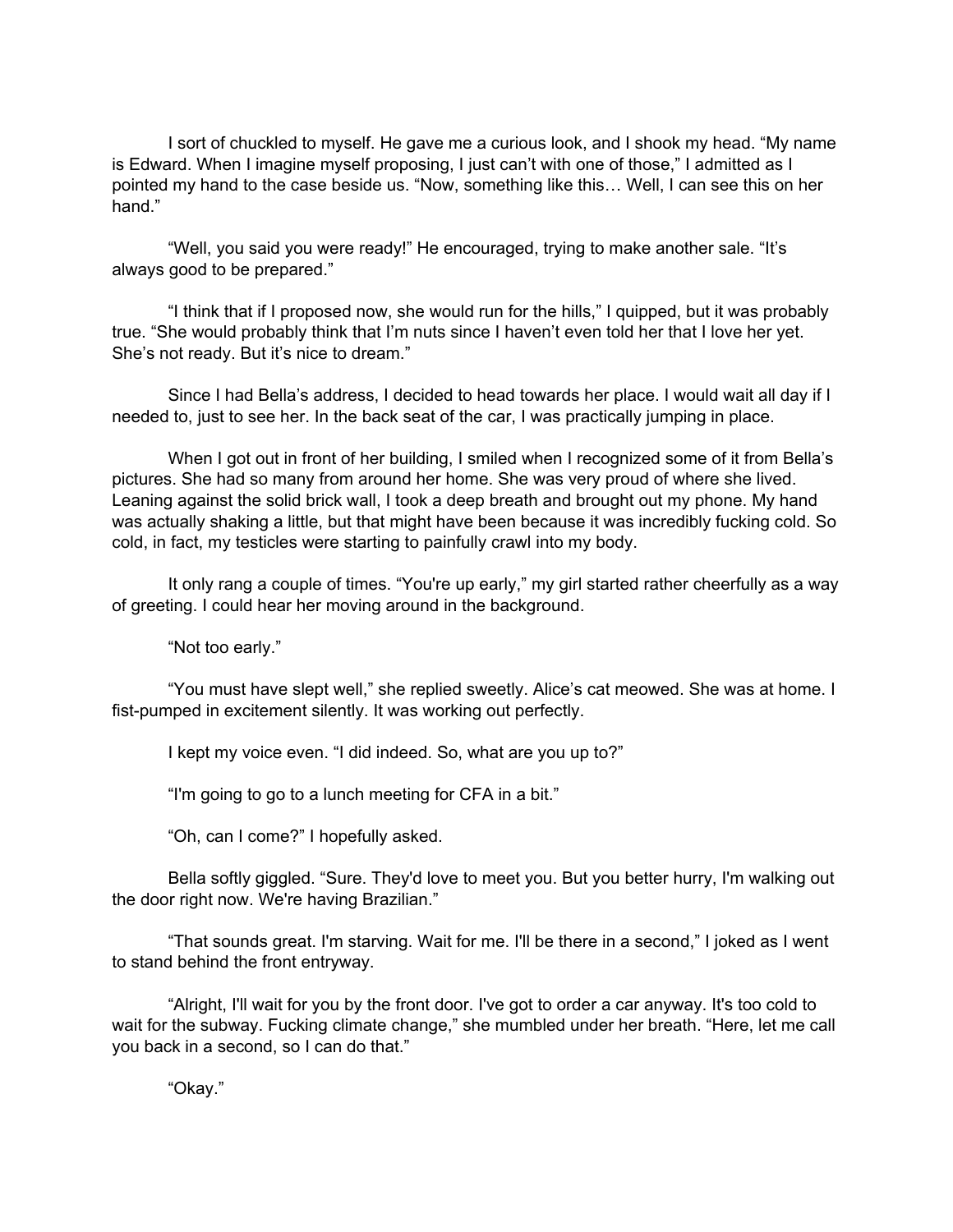I sort of chuckled to myself. He gave me a curious look, and I shook my head. "My name is Edward. When I imagine myself proposing, I just can't with one of those," I admitted as I pointed my hand to the case beside us. "Now, something like this… Well, I can see this on her hand."

"Well, you said you were ready!" He encouraged, trying to make another sale. "It's always good to be prepared."

"I think that if I proposed now, she would run for the hills," I quipped, but it was probably true. "She would probably think that I'm nuts since I haven't even told her that I love her yet. She's not ready. But it's nice to dream."

Since I had Bella's address, I decided to head towards her place. I would wait all day if I needed to, just to see her. In the back seat of the car, I was practically jumping in place.

When I got out in front of her building, I smiled when I recognized some of it from Bella's pictures. She had so many from around her home. She was very proud of where she lived. Leaning against the solid brick wall, I took a deep breath and brought out my phone. My hand was actually shaking a little, but that might have been because it was incredibly fucking cold. So cold, in fact, my testicles were starting to painfully crawl into my body.

It only rang a couple of times. "You're up early," my girl started rather cheerfully as a way of greeting. I could hear her moving around in the background.

"Not too early."

"You must have slept well," she replied sweetly. Alice's cat meowed. She was at home. I fist-pumped in excitement silently. It was working out perfectly.

I kept my voice even. "I did indeed. So, what are you up to?"

"I'm going to go to a lunch meeting for CFA in a bit."

"Oh, can I come?" I hopefully asked.

Bella softly giggled. "Sure. They'd love to meet you. But you better hurry, I'm walking out the door right now. We're having Brazilian."

"That sounds great. I'm starving. Wait for me. I'll be there in a second," I joked as I went to stand behind the front entryway.

"Alright, I'll wait for you by the front door. I've got to order a car anyway. It's too cold to wait for the subway. Fucking climate change," she mumbled under her breath. "Here, let me call you back in a second, so I can do that."

"Okay."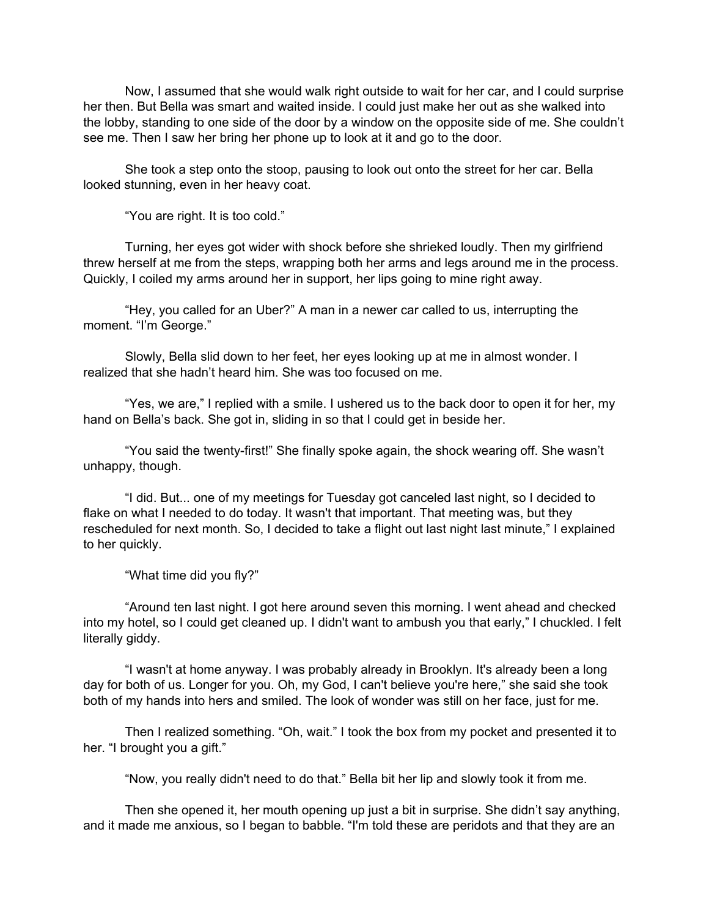Now, I assumed that she would walk right outside to wait for her car, and I could surprise her then. But Bella was smart and waited inside. I could just make her out as she walked into the lobby, standing to one side of the door by a window on the opposite side of me. She couldn't see me. Then I saw her bring her phone up to look at it and go to the door.

She took a step onto the stoop, pausing to look out onto the street for her car. Bella looked stunning, even in her heavy coat.

"You are right. It is too cold."

Turning, her eyes got wider with shock before she shrieked loudly. Then my girlfriend threw herself at me from the steps, wrapping both her arms and legs around me in the process. Quickly, I coiled my arms around her in support, her lips going to mine right away.

"Hey, you called for an Uber?" A man in a newer car called to us, interrupting the moment. "I'm George."

Slowly, Bella slid down to her feet, her eyes looking up at me in almost wonder. I realized that she hadn't heard him. She was too focused on me.

"Yes, we are," I replied with a smile. I ushered us to the back door to open it for her, my hand on Bella's back. She got in, sliding in so that I could get in beside her.

"You said the twenty-first!" She finally spoke again, the shock wearing off. She wasn't unhappy, though.

"I did. But... one of my meetings for Tuesday got canceled last night, so I decided to flake on what I needed to do today. It wasn't that important. That meeting was, but they rescheduled for next month. So, I decided to take a flight out last night last minute," I explained to her quickly.

"What time did you fly?"

"Around ten last night. I got here around seven this morning. I went ahead and checked into my hotel, so I could get cleaned up. I didn't want to ambush you that early," I chuckled. I felt literally giddy.

"I wasn't at home anyway. I was probably already in Brooklyn. It's already been a long day for both of us. Longer for you. Oh, my God, I can't believe you're here," she said she took both of my hands into hers and smiled. The look of wonder was still on her face, just for me.

Then I realized something. "Oh, wait." I took the box from my pocket and presented it to her. "I brought you a gift."

"Now, you really didn't need to do that." Bella bit her lip and slowly took it from me.

Then she opened it, her mouth opening up just a bit in surprise. She didn't say anything, and it made me anxious, so I began to babble. "I'm told these are peridots and that they are an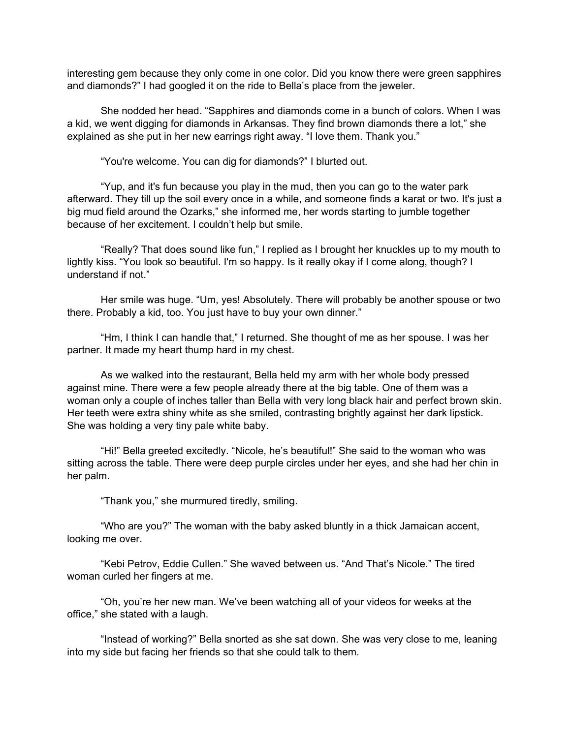interesting gem because they only come in one color. Did you know there were green sapphires and diamonds?" I had googled it on the ride to Bella's place from the jeweler.

She nodded her head. "Sapphires and diamonds come in a bunch of colors. When I was a kid, we went digging for diamonds in Arkansas. They find brown diamonds there a lot," she explained as she put in her new earrings right away. "I love them. Thank you."

"You're welcome. You can dig for diamonds?" I blurted out.

"Yup, and it's fun because you play in the mud, then you can go to the water park afterward. They till up the soil every once in a while, and someone finds a karat or two. It's just a big mud field around the Ozarks," she informed me, her words starting to jumble together because of her excitement. I couldn't help but smile.

"Really? That does sound like fun," I replied as I brought her knuckles up to my mouth to lightly kiss. "You look so beautiful. I'm so happy. Is it really okay if I come along, though? I understand if not."

Her smile was huge. "Um, yes! Absolutely. There will probably be another spouse or two there. Probably a kid, too. You just have to buy your own dinner."

"Hm, I think I can handle that," I returned. She thought of me as her spouse. I was her partner. It made my heart thump hard in my chest.

As we walked into the restaurant, Bella held my arm with her whole body pressed against mine. There were a few people already there at the big table. One of them was a woman only a couple of inches taller than Bella with very long black hair and perfect brown skin. Her teeth were extra shiny white as she smiled, contrasting brightly against her dark lipstick. She was holding a very tiny pale white baby.

"Hi!" Bella greeted excitedly. "Nicole, he's beautiful!" She said to the woman who was sitting across the table. There were deep purple circles under her eyes, and she had her chin in her palm.

"Thank you," she murmured tiredly, smiling.

"Who are you?" The woman with the baby asked bluntly in a thick Jamaican accent, looking me over.

"Kebi Petrov, Eddie Cullen." She waved between us. "And That's Nicole." The tired woman curled her fingers at me.

"Oh, you're her new man. We've been watching all of your videos for weeks at the office," she stated with a laugh.

"Instead of working?" Bella snorted as she sat down. She was very close to me, leaning into my side but facing her friends so that she could talk to them.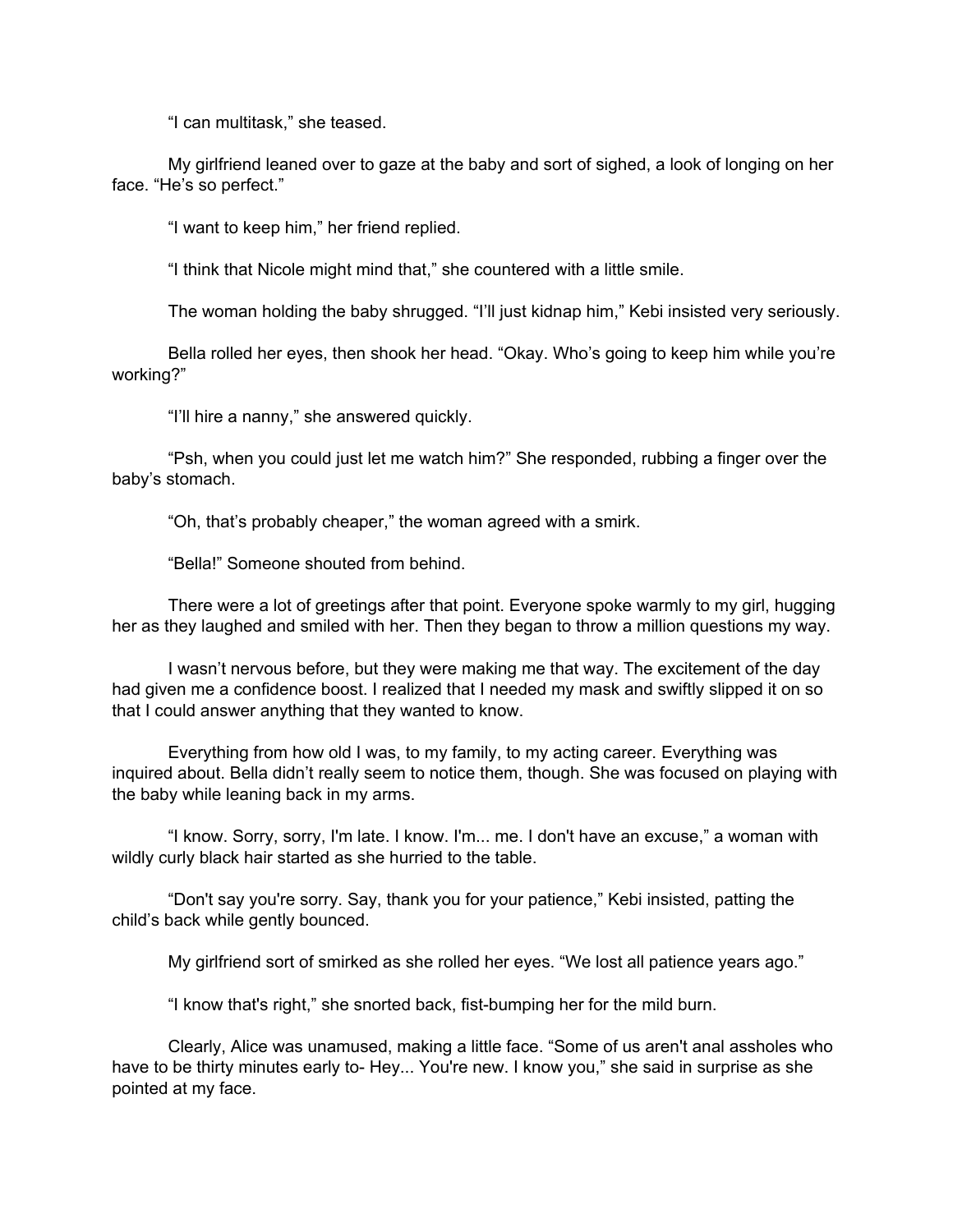"I can multitask," she teased.

My girlfriend leaned over to gaze at the baby and sort of sighed, a look of longing on her face. "He's so perfect."

"I want to keep him," her friend replied.

"I think that Nicole might mind that," she countered with a little smile.

The woman holding the baby shrugged. "I'll just kidnap him," Kebi insisted very seriously.

Bella rolled her eyes, then shook her head. "Okay. Who's going to keep him while you're working?"

"I'll hire a nanny," she answered quickly.

"Psh, when you could just let me watch him?" She responded, rubbing a finger over the baby's stomach.

"Oh, that's probably cheaper," the woman agreed with a smirk.

"Bella!" Someone shouted from behind.

There were a lot of greetings after that point. Everyone spoke warmly to my girl, hugging her as they laughed and smiled with her. Then they began to throw a million questions my way.

I wasn't nervous before, but they were making me that way. The excitement of the day had given me a confidence boost. I realized that I needed my mask and swiftly slipped it on so that I could answer anything that they wanted to know.

Everything from how old I was, to my family, to my acting career. Everything was inquired about. Bella didn't really seem to notice them, though. She was focused on playing with the baby while leaning back in my arms.

"I know. Sorry, sorry, I'm late. I know. I'm... me. I don't have an excuse," a woman with wildly curly black hair started as she hurried to the table.

"Don't say you're sorry. Say, thank you for your patience," Kebi insisted, patting the child's back while gently bounced.

My girlfriend sort of smirked as she rolled her eyes. "We lost all patience years ago."

"I know that's right," she snorted back, fist-bumping her for the mild burn.

Clearly, Alice was unamused, making a little face. "Some of us aren't anal assholes who have to be thirty minutes early to- Hey... You're new. I know you," she said in surprise as she pointed at my face.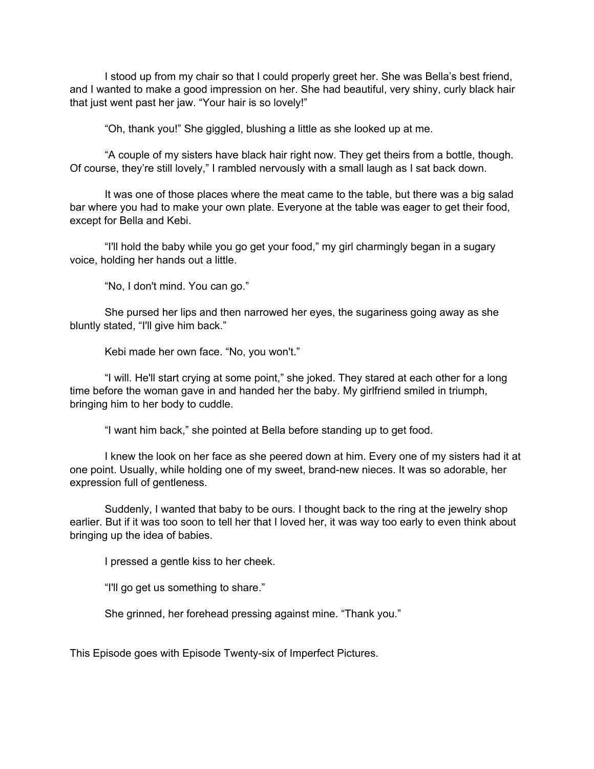I stood up from my chair so that I could properly greet her. She was Bella's best friend, and I wanted to make a good impression on her. She had beautiful, very shiny, curly black hair that just went past her jaw. "Your hair is so lovely!"

"Oh, thank you!" She giggled, blushing a little as she looked up at me.

"A couple of my sisters have black hair right now. They get theirs from a bottle, though. Of course, they're still lovely," I rambled nervously with a small laugh as I sat back down.

It was one of those places where the meat came to the table, but there was a big salad bar where you had to make your own plate. Everyone at the table was eager to get their food, except for Bella and Kebi.

"I'll hold the baby while you go get your food," my girl charmingly began in a sugary voice, holding her hands out a little.

"No, I don't mind. You can go."

She pursed her lips and then narrowed her eyes, the sugariness going away as she bluntly stated, "I'll give him back."

Kebi made her own face. "No, you won't."

"I will. He'll start crying at some point," she joked. They stared at each other for a long time before the woman gave in and handed her the baby. My girlfriend smiled in triumph, bringing him to her body to cuddle.

"I want him back," she pointed at Bella before standing up to get food.

I knew the look on her face as she peered down at him. Every one of my sisters had it at one point. Usually, while holding one of my sweet, brand-new nieces. It was so adorable, her expression full of gentleness.

Suddenly, I wanted that baby to be ours. I thought back to the ring at the jewelry shop earlier. But if it was too soon to tell her that I loved her, it was way too early to even think about bringing up the idea of babies.

I pressed a gentle kiss to her cheek.

"I'll go get us something to share."

She grinned, her forehead pressing against mine. "Thank you."

This Episode goes with Episode Twenty-six of Imperfect Pictures.